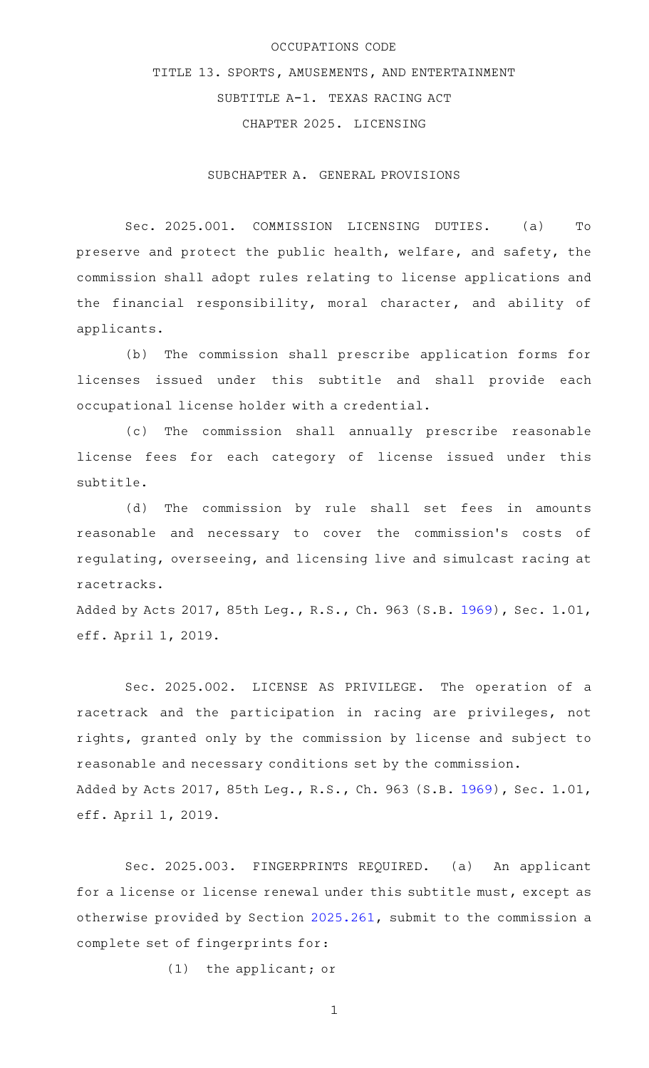OCCUPATIONS CODE

TITLE 13. SPORTS, AMUSEMENTS, AND ENTERTAINMENT

SUBTITLE A-1. TEXAS RACING ACT

CHAPTER 2025. LICENSING

SUBCHAPTER A. GENERAL PROVISIONS

Sec. 2025.001. COMMISSION LICENSING DUTIES. (a) To preserve and protect the public health, welfare, and safety, the commission shall adopt rules relating to license applications and the financial responsibility, moral character, and ability of applicants.

(b) The commission shall prescribe application forms for licenses issued under this subtitle and shall provide each occupational license holder with a credential.

(c) The commission shall annually prescribe reasonable license fees for each category of license issued under this subtitle.

(d) The commission by rule shall set fees in amounts reasonable and necessary to cover the commission's costs of regulating, overseeing, and licensing live and simulcast racing at racetracks.

Added by Acts 2017, 85th Leg., R.S., Ch. 963 (S.B. 1969), Sec. 1.01, eff. April 1, 2019.

Sec. 2025.002. LICENSE AS PRIVILEGE. The operation of a racetrack and the participation in racing are privileges, not rights, granted only by the commission by license and subject to reasonable and necessary conditions set by the commission.

Added by Acts 2017, 85th Leg., R.S., Ch. 963 (S.B. 1969), Sec. 1.01, eff. April 1, 2019.

Sec. 2025.003. FINGERPRINTS REQUIRED. (a) An applicant for a license or license renewal under this subtitle must, except as otherwise provided by Section 2025.261, submit to the commission a complete set of fingerprints for:

(1) the applicant; or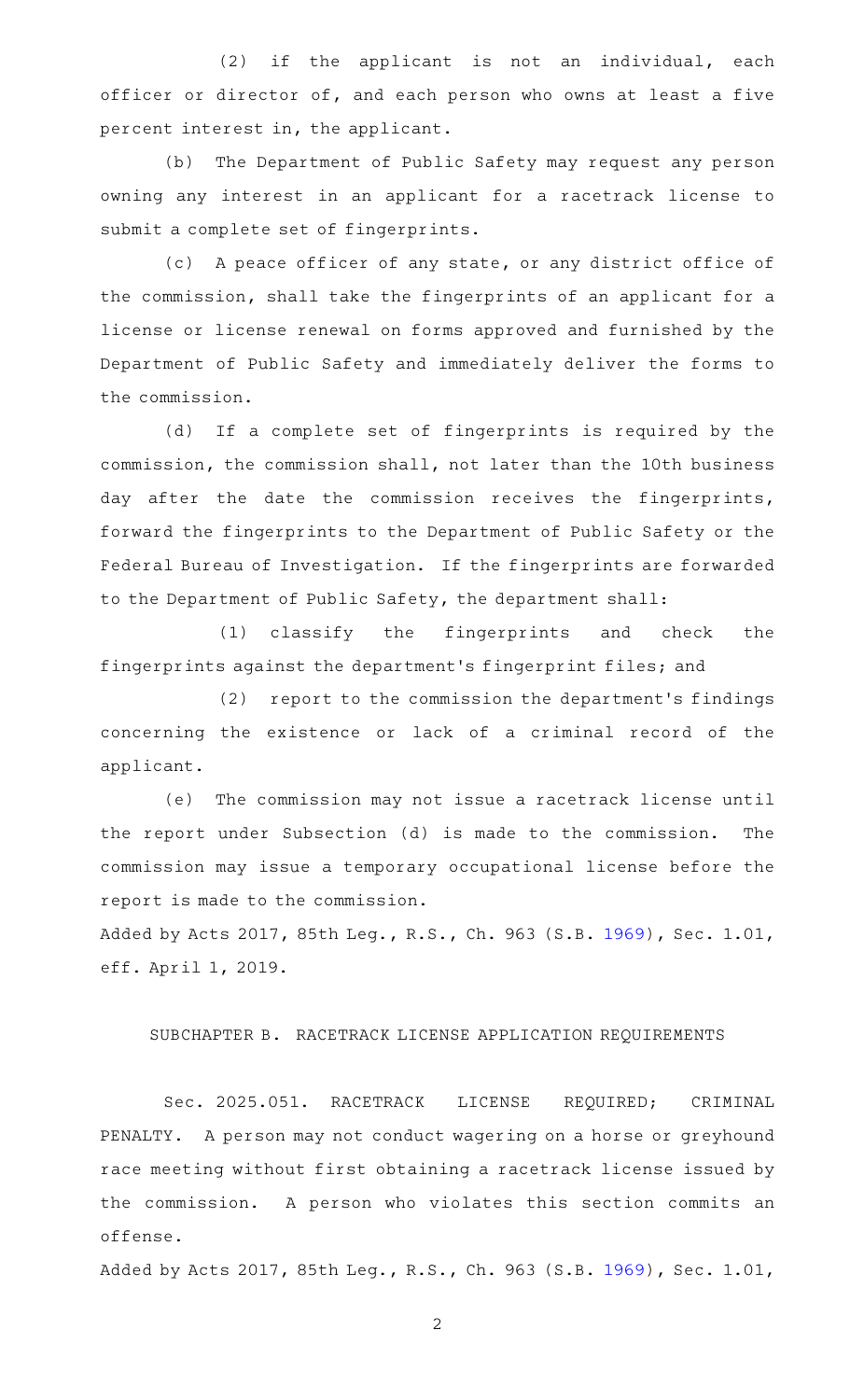(2) if the applicant is not an individual, each officer or director of, and each person who owns at least a five percent interest in, the applicant.

(b) The Department of Public Safety may request any person owning any interest in an applicant for a racetrack license to submit a complete set of fingerprints.

(c) A peace officer of any state, or any district office of the commission, shall take the fingerprints of an applicant for a license or license renewal on forms approved and furnished by the Department of Public Safety and immediately deliver the forms to the commission.

(d) If a complete set of fingerprints is required by the commission, the commission shall, not later than the 10th business day after the date the commission receives the fingerprints, forward the fingerprints to the Department of Public Safety or the Federal Bureau of Investigation. If the fingerprints are forwarded to the Department of Public Safety, the department shall:

(1) classify the fingerprints and check the fingerprints against the department's fingerprint files; and

(2) report to the commission the department's findings concerning the existence or lack of a criminal record of the applicant.

(e) The commission may not issue a racetrack license until the report under Subsection (d) is made to the commission. The commission may issue a temporary occupational license before the report is made to the commission.

Added by Acts 2017, 85th Leg., R.S., Ch. 963 (S.B. 1969), Sec. 1.01, eff. April 1, 2019.

## SUBCHAPTER B. RACETRACK LICENSE APPLICATION REQUIREMENTS

Sec. 2025.051. RACETRACK LICENSE REQUIRED; CRIMINAL PENALTY. A person may not conduct wagering on a horse or greyhound race meeting without first obtaining a racetrack license issued by the commission. A person who violates this section commits an offense.

Added by Acts 2017, 85th Leg., R.S., Ch. 963 (S.B. 1969), Sec. 1.01,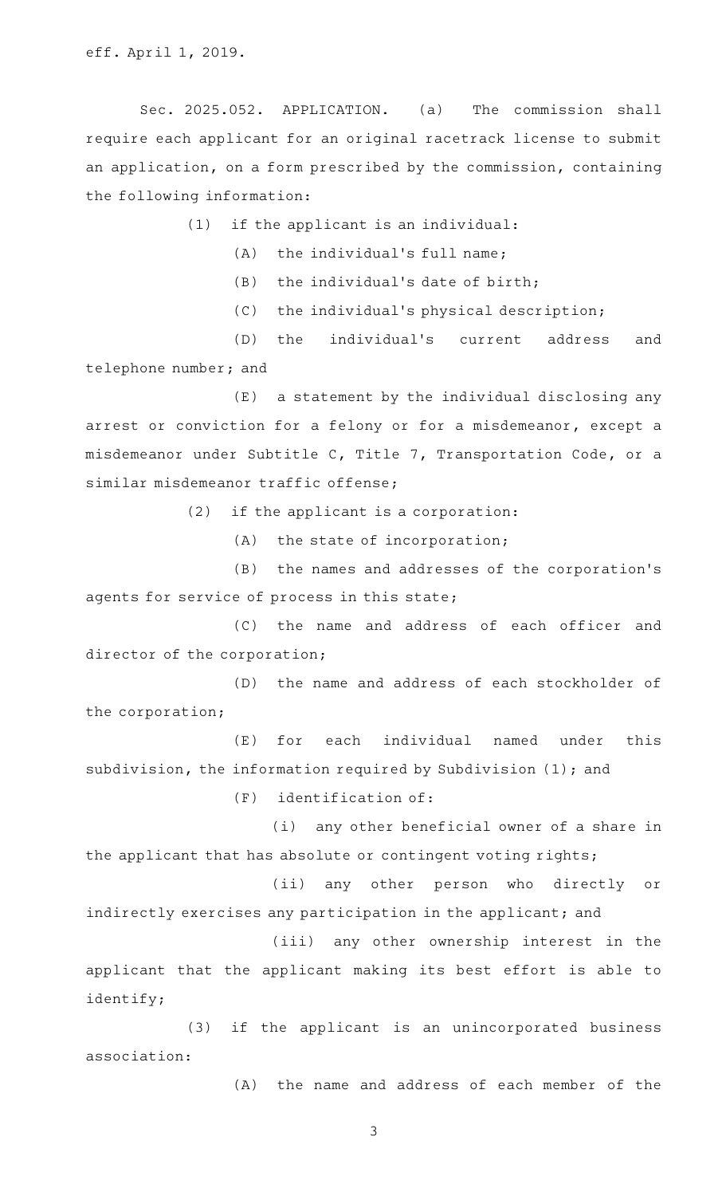eff. April 1, 2019.

Sec. 2025.052. APPLICATION. (a) The commission shall require each applicant for an original racetrack license to submit an application, on a form prescribed by the commission, containing the following information:

(1) if the applicant is an individual:

(A) the individual's full name;

(B) the individual's date of birth;

(C) the individual's physical description;

(D) the individual's current address and telephone number; and

(E) a statement by the individual disclosing any arrest or conviction for a felony or for a misdemeanor, except a misdemeanor under Subtitle C, Title 7, Transportation Code, or a similar misdemeanor traffic offense;

(2) if the applicant is a corporation:

(A) the state of incorporation;

(B) the names and addresses of the corporation's agents for service of process in this state;

(C) the name and address of each officer and director of the corporation;

(D) the name and address of each stockholder of the corporation;

(E) for each individual named under this subdivision, the information required by Subdivision (1); and

(F) identification of:

(i) any other beneficial owner of a share in the applicant that has absolute or contingent voting rights;

(ii) any other person who directly or indirectly exercises any participation in the applicant; and

(iii) any other ownership interest in the applicant that the applicant making its best effort is able to identify;

(3) if the applicant is an unincorporated business association:

(A) the name and address of each member of the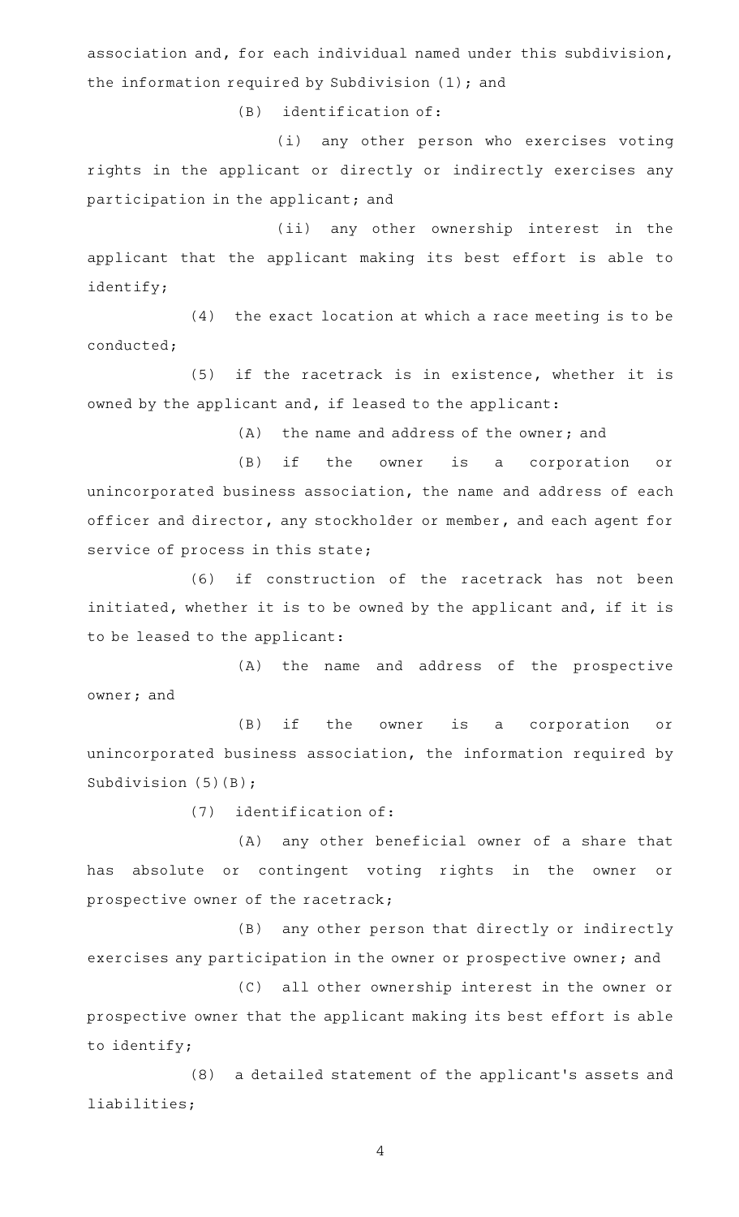association and, for each individual named under this subdivision, the information required by Subdivision (1); and

(B) identification of:

(i) any other person who exercises voting rights in the applicant or directly or indirectly exercises any participation in the applicant; and

(ii) any other ownership interest in the applicant that the applicant making its best effort is able to identify;

(4) the exact location at which a race meeting is to be conducted;

(5) if the racetrack is in existence, whether it is owned by the applicant and, if leased to the applicant:

(A) the name and address of the owner; and

(B) if the owner is a corporation or unincorporated business association, the name and address of each officer and director, any stockholder or member, and each agent for service of process in this state;

(6) if construction of the racetrack has not been initiated, whether it is to be owned by the applicant and, if it is to be leased to the applicant:

(A) the name and address of the prospective owner; and

(B) if the owner is a corporation or unincorporated business association, the information required by Subdivision (5)(B);

(7) identification of:

(A) any other beneficial owner of a share that has absolute or contingent voting rights in the owner or prospective owner of the racetrack;

(B) any other person that directly or indirectly exercises any participation in the owner or prospective owner; and

(C) all other ownership interest in the owner or prospective owner that the applicant making its best effort is able to identify;

(8) a detailed statement of the applicant's assets and liabilities;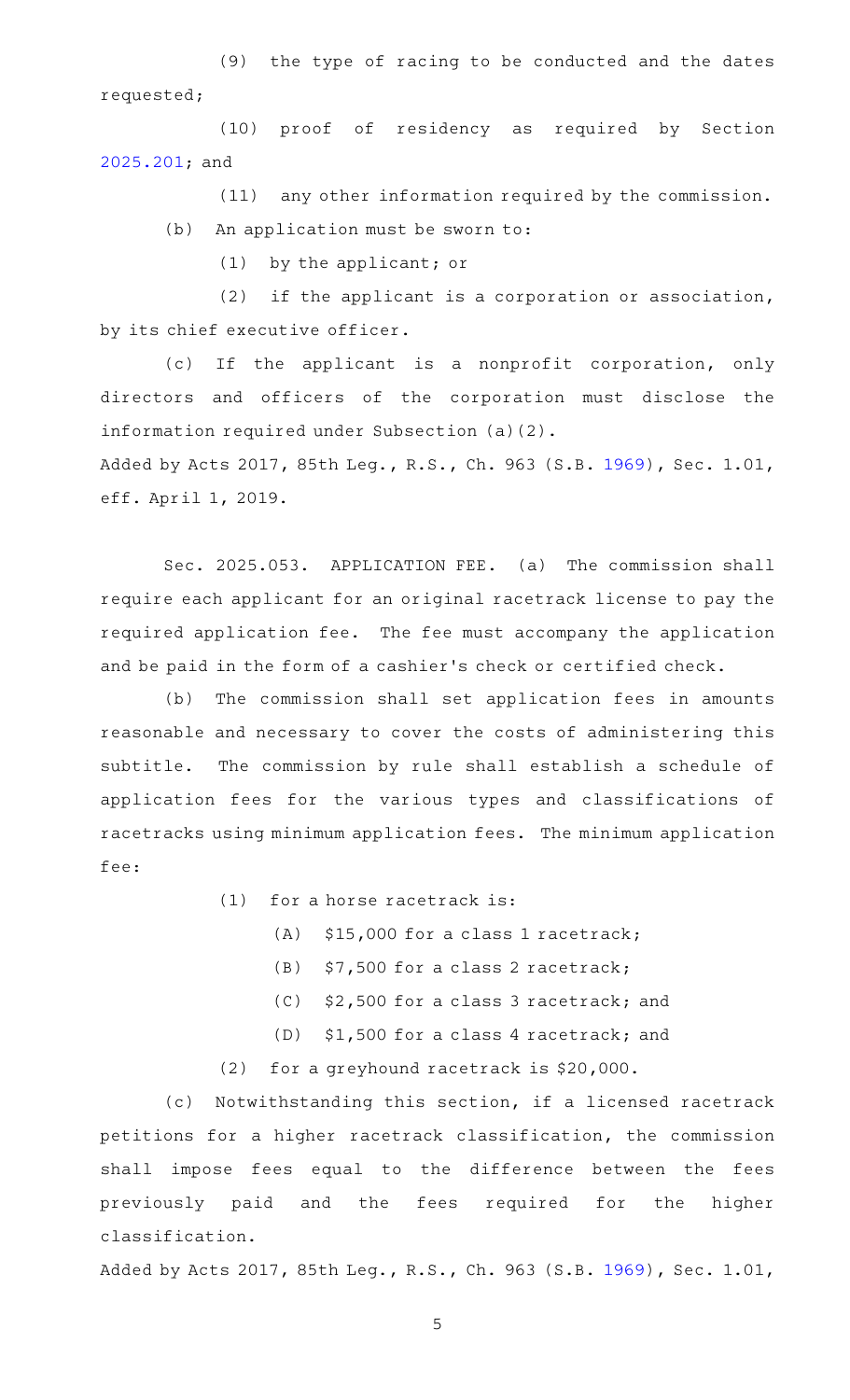(9) the type of racing to be conducted and the dates requested;

(10) proof of residency as required by Section 2025.201; and

(11) any other information required by the commission.

(b) An application must be sworn to:

(1) by the applicant; or

(2) if the applicant is a corporation or association, by its chief executive officer.

(c) If the applicant is a nonprofit corporation, only directors and officers of the corporation must disclose the information required under Subsection (a)(2).

Added by Acts 2017, 85th Leg., R.S., Ch. 963 (S.B. 1969), Sec. 1.01, eff. April 1, 2019.

Sec. 2025.053. APPLICATION FEE. (a) The commission shall require each applicant for an original racetrack license to pay the required application fee. The fee must accompany the application and be paid in the form of a cashier's check or certified check.

(b) The commission shall set application fees in amounts reasonable and necessary to cover the costs of administering this subtitle. The commission by rule shall establish a schedule of application fees for the various types and classifications of racetracks using minimum application fees. The minimum application fee:

(1) for a horse racetrack is:

(A) $15,000 for a class 1 racetrack;

(B) $7,500 for a class 2 racetrack;

(C) $2,500 for a class 3 racetrack; and

(D) $1,500 for a class 4 racetrack; and

(2) for a greyhound racetrack is $20,000.

(c) Notwithstanding this section, if a licensed racetrack petitions for a higher racetrack classification, the commission shall impose fees equal to the difference between the fees previously paid and the fees required for the higher classification.

Added by Acts 2017, 85th Leg., R.S., Ch. 963 (S.B. 1969), Sec. 1.01,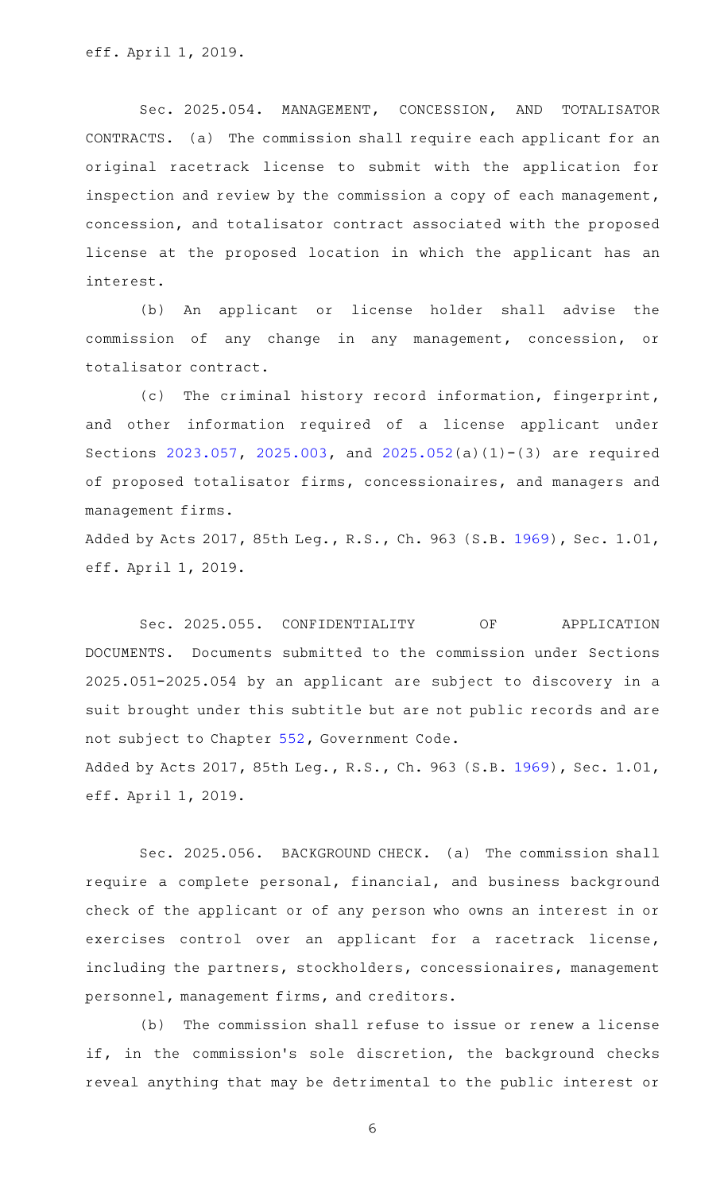eff. April 1, 2019.

Sec. 2025.054. MANAGEMENT, CONCESSION, AND TOTALISATOR CONTRACTS. (a) The commission shall require each applicant for an original racetrack license to submit with the application for inspection and review by the commission a copy of each management, concession, and totalisator contract associated with the proposed license at the proposed location in which the applicant has an interest.

(b) An applicant or license holder shall advise the commission of any change in any management, concession, or totalisator contract.

(c) The criminal history record information, fingerprint, and other information required of a license applicant under Sections 2023.057, 2025.003, and 2025.052(a)(1)-(3) are required of proposed totalisator firms, concessionaires, and managers and management firms.

Added by Acts 2017, 85th Leg., R.S., Ch. 963 (S.B. 1969), Sec. 1.01, eff. April 1, 2019.

Sec. 2025.055. CONFIDENTIALITY OF APPLICATION DOCUMENTS. Documents submitted to the commission under Sections 2025.051-2025.054 by an applicant are subject to discovery in a suit brought under this subtitle but are not public records and are not subject to Chapter 552, Government Code.

Added by Acts 2017, 85th Leg., R.S., Ch. 963 (S.B. 1969), Sec. 1.01, eff. April 1, 2019.

Sec. 2025.056. BACKGROUND CHECK. (a) The commission shall require a complete personal, financial, and business background check of the applicant or of any person who owns an interest in or exercises control over an applicant for a racetrack license, including the partners, stockholders, concessionaires, management personnel, management firms, and creditors.

(b) The commission shall refuse to issue or renew a license if, in the commission's sole discretion, the background checks reveal anything that may be detrimental to the public interest or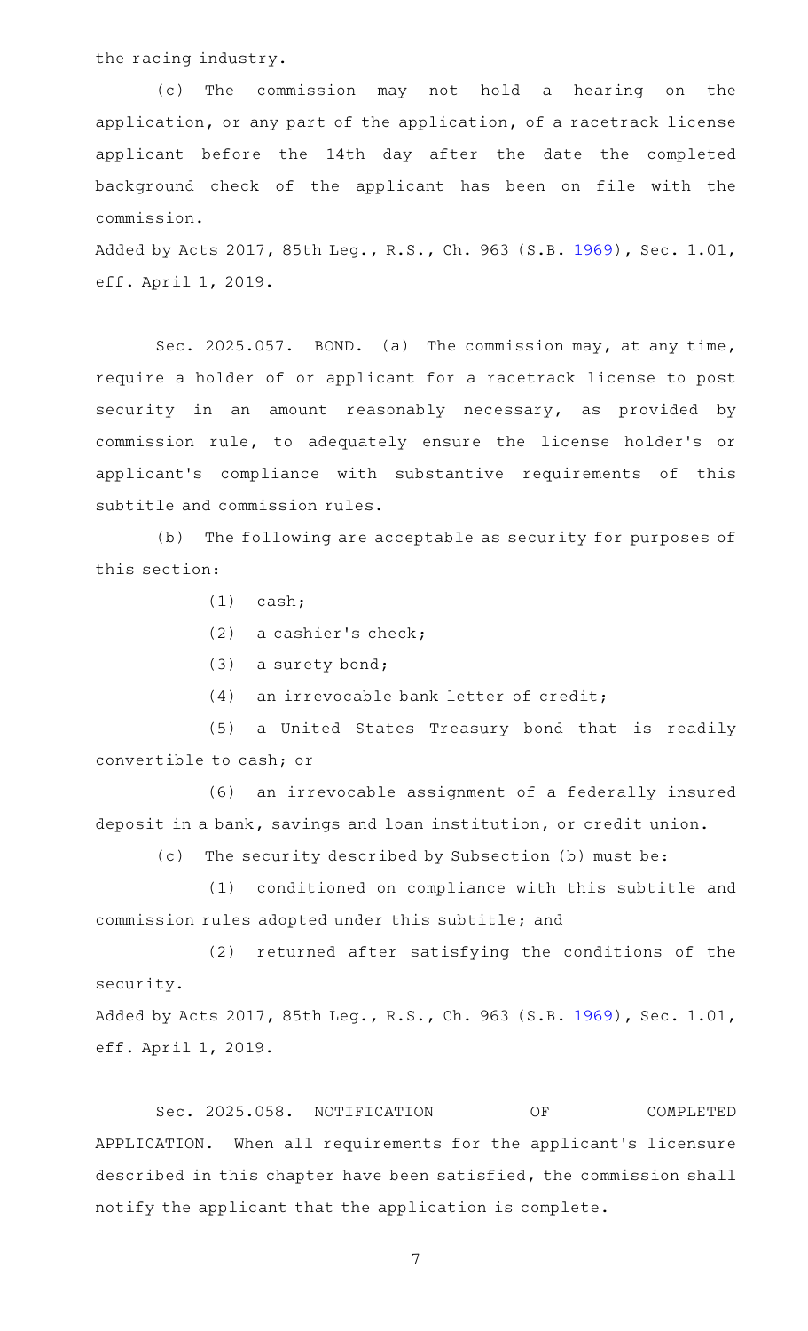the racing industry.

(c) The commission may not hold a hearing on the application, or any part of the application, of a racetrack license applicant before the 14th day after the date the completed background check of the applicant has been on file with the commission.

Added by Acts 2017, 85th Leg., R.S., Ch. 963 (S.B. 1969), Sec. 1.01, eff. April 1, 2019.

Sec. 2025.057. BOND. (a) The commission may, at any time, require a holder of or applicant for a racetrack license to post security in an amount reasonably necessary, as provided by commission rule, to adequately ensure the license holder's or applicant's compliance with substantive requirements of this subtitle and commission rules.

(b) The following are acceptable as security for purposes of this section:

(1) cash;

(2) a cashier's check;

(3) a surety bond;

(4) an irrevocable bank letter of credit;

(5) a United States Treasury bond that is readily convertible to cash; or

(6) an irrevocable assignment of a federally insured deposit in a bank, savings and loan institution, or credit union.

(c) The security described by Subsection (b) must be:

(1) conditioned on compliance with this subtitle and commission rules adopted under this subtitle; and

(2) returned after satisfying the conditions of the security.

Added by Acts 2017, 85th Leg., R.S., Ch. 963 (S.B. 1969), Sec. 1.01, eff. April 1, 2019.

Sec. 2025.058. NOTIFICATION OF COMPLETED APPLICATION. When all requirements for the applicant's licensure described in this chapter have been satisfied, the commission shall notify the applicant that the application is complete.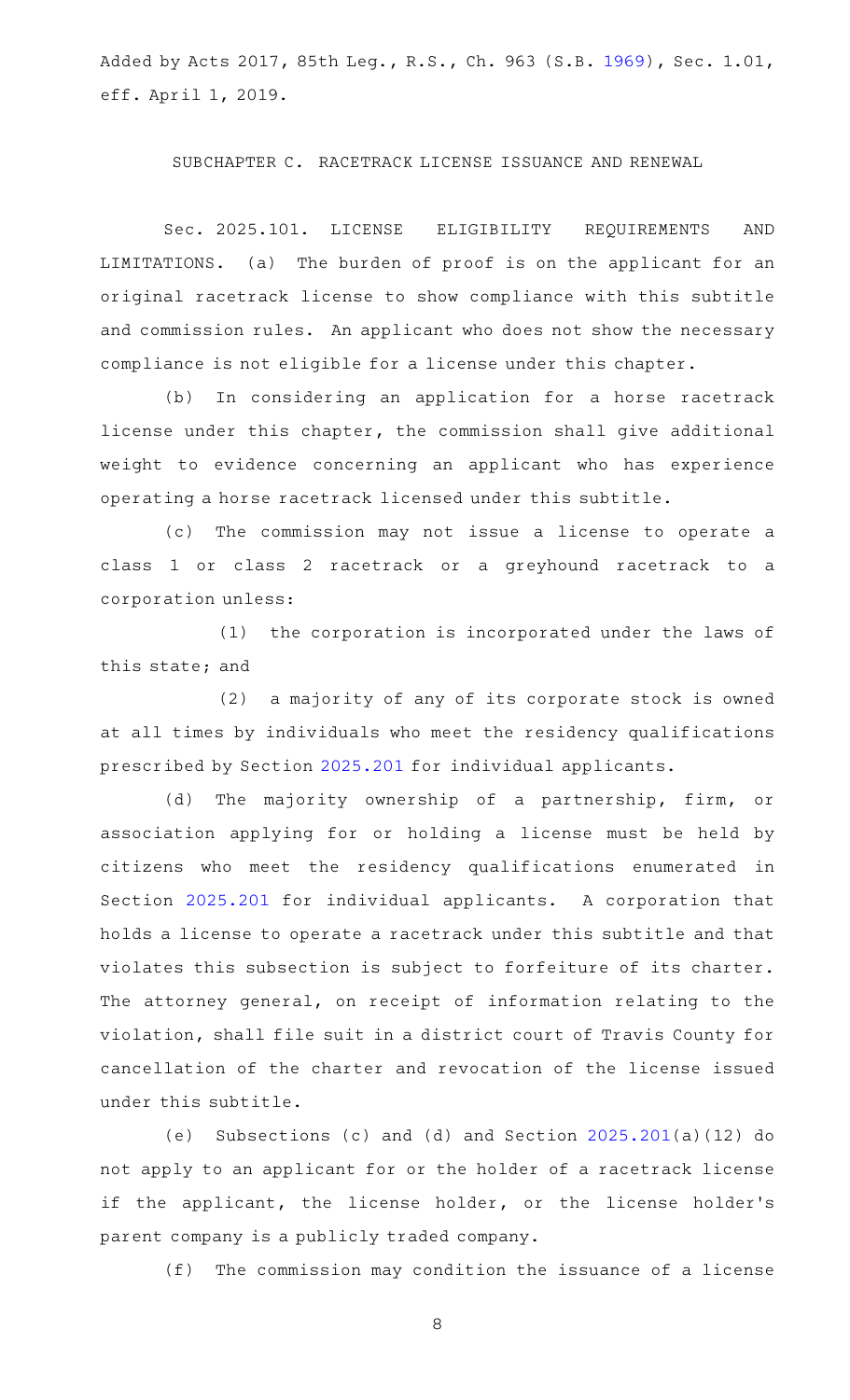Added by Acts 2017, 85th Leg., R.S., Ch. 963 (S.B. 1969), Sec. 1.01, eff. April 1, 2019.

SUBCHAPTER C. RACETRACK LICENSE ISSUANCE AND RENEWAL

Sec. 2025.101. LICENSE ELIGIBILITY REQUIREMENTS AND LIMITATIONS. (a) The burden of proof is on the applicant for an original racetrack license to show compliance with this subtitle and commission rules. An applicant who does not show the necessary compliance is not eligible for a license under this chapter.

(b) In considering an application for a horse racetrack license under this chapter, the commission shall give additional weight to evidence concerning an applicant who has experience operating a horse racetrack licensed under this subtitle.

(c) The commission may not issue a license to operate a class 1 or class 2 racetrack or a greyhound racetrack to a corporation unless:

(1) the corporation is incorporated under the laws of this state; and

(2) a majority of any of its corporate stock is owned at all times by individuals who meet the residency qualifications prescribed by Section 2025.201 for individual applicants.

(d) The majority ownership of a partnership, firm, or association applying for or holding a license must be held by citizens who meet the residency qualifications enumerated in Section 2025.201 for individual applicants. A corporation that holds a license to operate a racetrack under this subtitle and that violates this subsection is subject to forfeiture of its charter. The attorney general, on receipt of information relating to the violation, shall file suit in a district court of Travis County for cancellation of the charter and revocation of the license issued under this subtitle.

(e) Subsections (c) and (d) and Section 2025.201(a)(12) do not apply to an applicant for or the holder of a racetrack license if the applicant, the license holder, or the license holder's parent company is a publicly traded company.

(f) The commission may condition the issuance of a license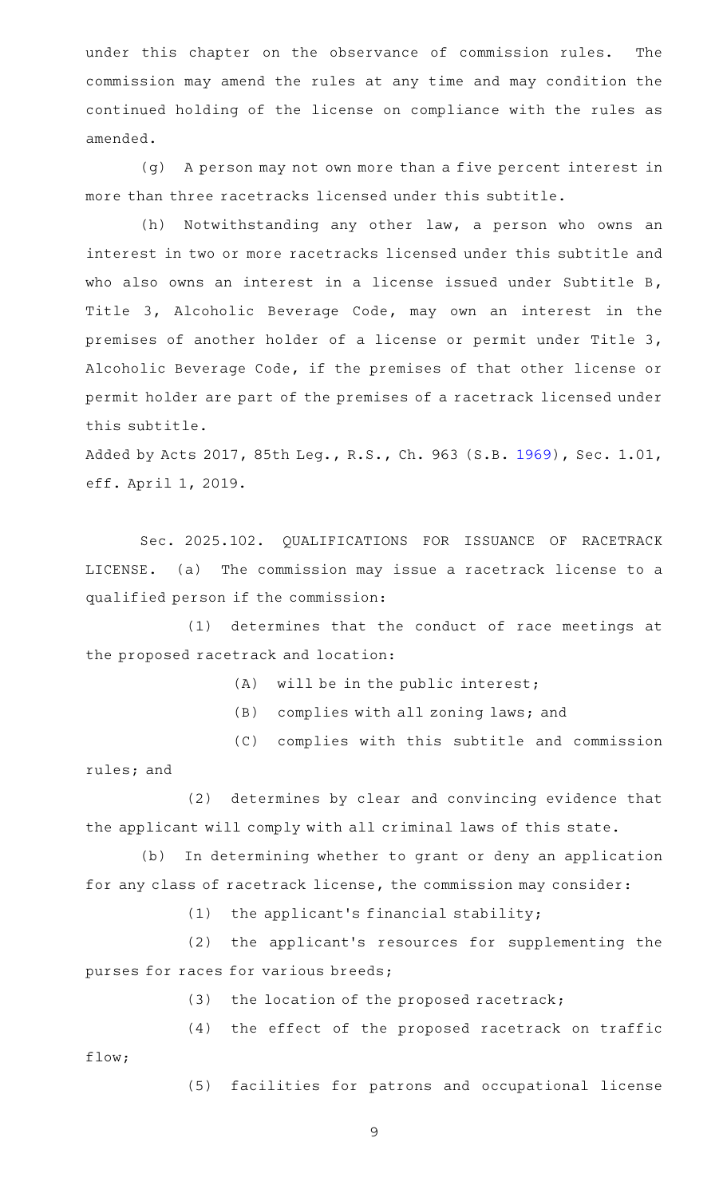under this chapter on the observance of commission rules. The commission may amend the rules at any time and may condition the continued holding of the license on compliance with the rules as amended.

(g) A person may not own more than a five percent interest in more than three racetracks licensed under this subtitle.

(h) Notwithstanding any other law, a person who owns an interest in two or more racetracks licensed under this subtitle and who also owns an interest in a license issued under Subtitle B, Title 3, Alcoholic Beverage Code, may own an interest in the premises of another holder of a license or permit under Title 3, Alcoholic Beverage Code, if the premises of that other license or permit holder are part of the premises of a racetrack licensed under this subtitle.

Added by Acts 2017, 85th Leg., R.S., Ch. 963 (S.B. 1969), Sec. 1.01, eff. April 1, 2019.

Sec. 2025.102. QUALIFICATIONS FOR ISSUANCE OF RACETRACK LICENSE. (a) The commission may issue a racetrack license to a qualified person if the commission:

(1) determines that the conduct of race meetings at the proposed racetrack and location:

(A) will be in the public interest;

(B) complies with all zoning laws; and

(C) complies with this subtitle and commission rules; and

(2) determines by clear and convincing evidence that the applicant will comply with all criminal laws of this state.

(b) In determining whether to grant or deny an application for any class of racetrack license, the commission may consider:

(1) the applicant's financial stability;

(2) the applicant's resources for supplementing the purses for races for various breeds;

(3) the location of the proposed racetrack;

(4) the effect of the proposed racetrack on traffic flow;

(5) facilities for patrons and occupational license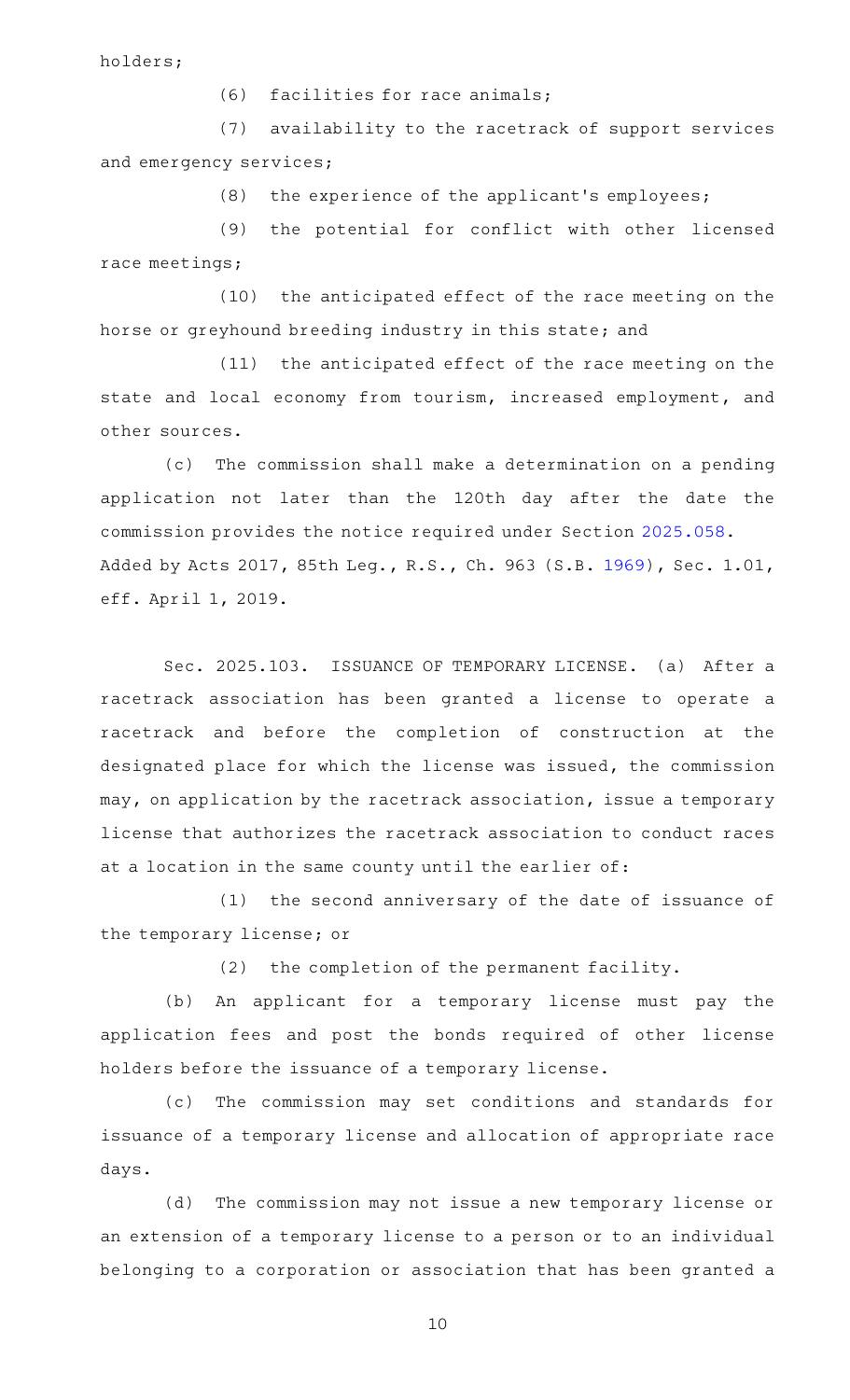holders;

(6) facilities for race animals;

(7) availability to the racetrack of support services and emergency services;

(8) the experience of the applicant's employees;

(9) the potential for conflict with other licensed race meetings;

(10) the anticipated effect of the race meeting on the horse or greyhound breeding industry in this state; and

(11) the anticipated effect of the race meeting on the state and local economy from tourism, increased employment, and other sources.

(c) The commission shall make a determination on a pending application not later than the 120th day after the date the commission provides the notice required under Section 2025.058.

Added by Acts 2017, 85th Leg., R.S., Ch. 963 (S.B. 1969), Sec. 1.01, eff. April 1, 2019.

Sec. 2025.103. ISSUANCE OF TEMPORARY LICENSE. (a) After a racetrack association has been granted a license to operate a racetrack and before the completion of construction at the designated place for which the license was issued, the commission may, on application by the racetrack association, issue a temporary license that authorizes the racetrack association to conduct races at a location in the same county until the earlier of:

(1) the second anniversary of the date of issuance of the temporary license; or

(2) the completion of the permanent facility.

(b) An applicant for a temporary license must pay the application fees and post the bonds required of other license holders before the issuance of a temporary license.

(c) The commission may set conditions and standards for issuance of a temporary license and allocation of appropriate race days.

(d) The commission may not issue a new temporary license or an extension of a temporary license to a person or to an individual belonging to a corporation or association that has been granted a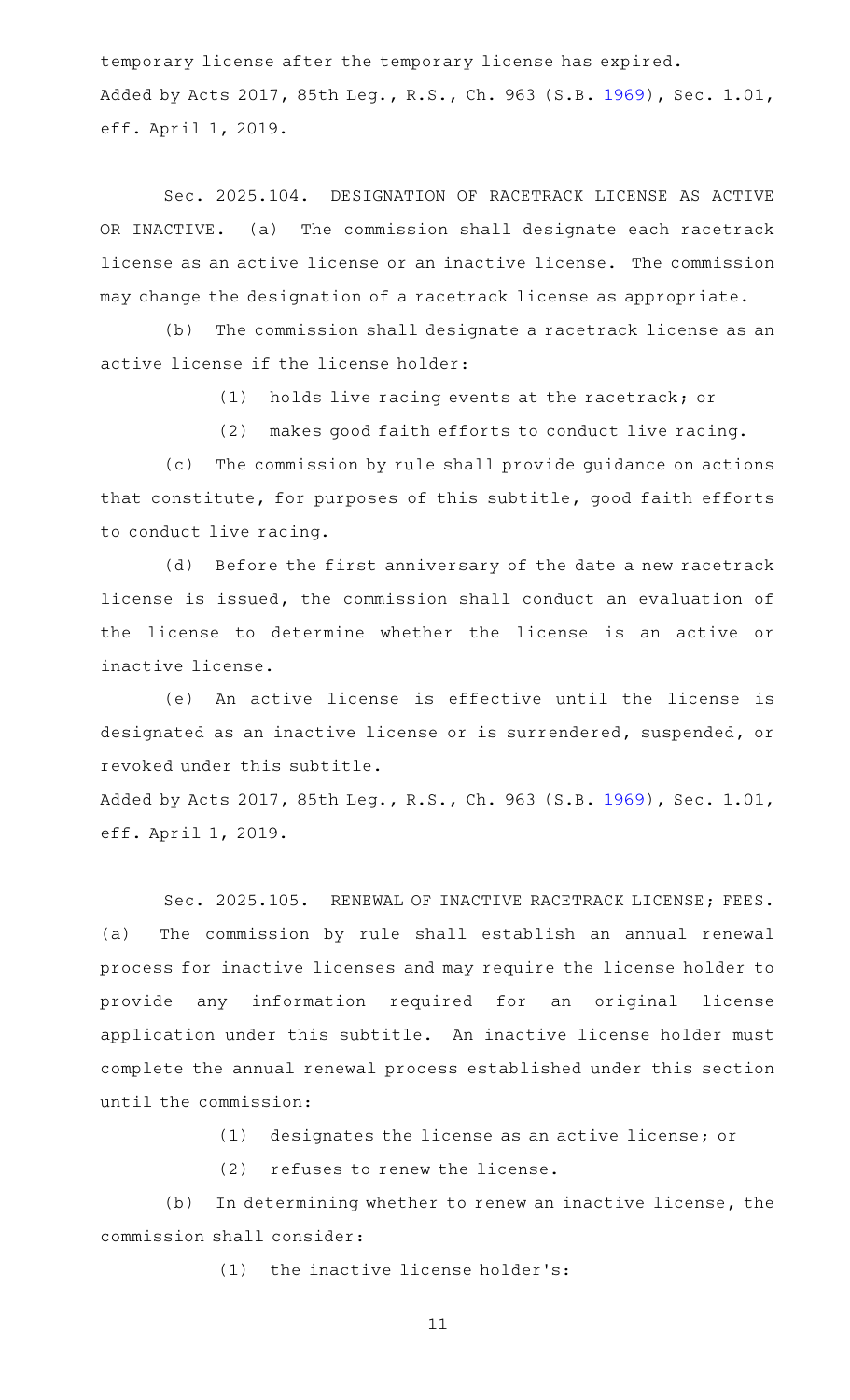temporary license after the temporary license has expired.

Added by Acts 2017, 85th Leg., R.S., Ch. 963 (S.B. 1969), Sec. 1.01, eff. April 1, 2019.

Sec. 2025.104. DESIGNATION OF RACETRACK LICENSE AS ACTIVE OR INACTIVE. (a) The commission shall designate each racetrack license as an active license or an inactive license. The commission may change the designation of a racetrack license as appropriate.

(b) The commission shall designate a racetrack license as an active license if the license holder:

(1) holds live racing events at the racetrack; or

(2) makes good faith efforts to conduct live racing.

(c) The commission by rule shall provide guidance on actions that constitute, for purposes of this subtitle, good faith efforts to conduct live racing.

(d) Before the first anniversary of the date a new racetrack license is issued, the commission shall conduct an evaluation of the license to determine whether the license is an active or inactive license.

(e) An active license is effective until the license is designated as an inactive license or is surrendered, suspended, or revoked under this subtitle.

Added by Acts 2017, 85th Leg., R.S., Ch. 963 (S.B. 1969), Sec. 1.01, eff. April 1, 2019.

Sec. 2025.105. RENEWAL OF INACTIVE RACETRACK LICENSE; FEES. (a) The commission by rule shall establish an annual renewal process for inactive licenses and may require the license holder to provide any information required for an original license application under this subtitle. An inactive license holder must complete the annual renewal process established under this section until the commission:

(1) designates the license as an active license; or

(2) refuses to renew the license.

(b) In determining whether to renew an inactive license, the commission shall consider:

(1) the inactive license holder's: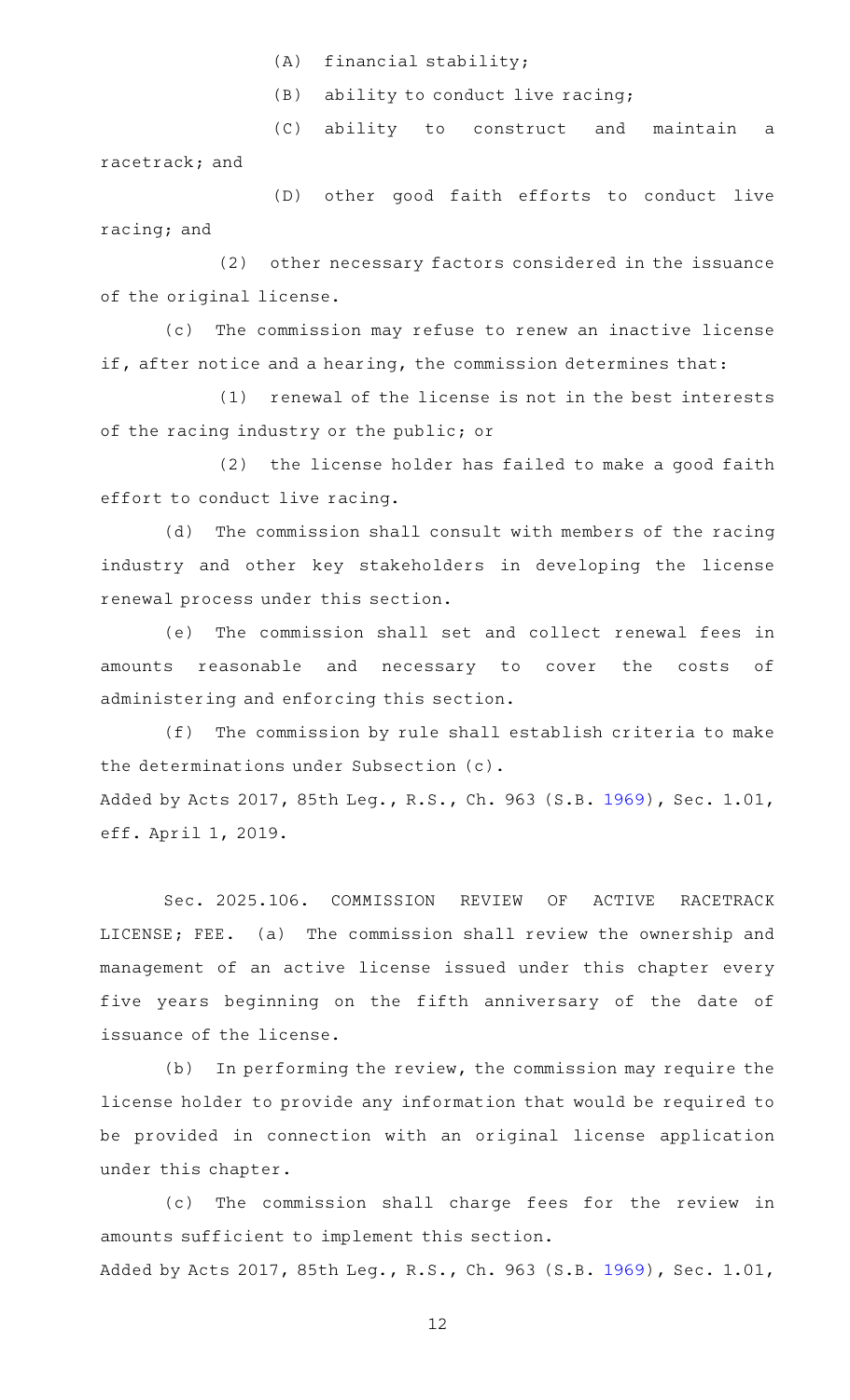(A) financial stability;

(B) ability to conduct live racing;

(C) ability to construct and maintain a racetrack; and

(D) other good faith efforts to conduct live racing; and

(2) other necessary factors considered in the issuance of the original license.

(c) The commission may refuse to renew an inactive license if, after notice and a hearing, the commission determines that:

(1) renewal of the license is not in the best interests of the racing industry or the public; or

(2) the license holder has failed to make a good faith effort to conduct live racing.

(d) The commission shall consult with members of the racing industry and other key stakeholders in developing the license renewal process under this section.

(e) The commission shall set and collect renewal fees in amounts reasonable and necessary to cover the costs of administering and enforcing this section.

(f) The commission by rule shall establish criteria to make the determinations under Subsection (c).

Added by Acts 2017, 85th Leg., R.S., Ch. 963 (S.B. 1969), Sec. 1.01, eff. April 1, 2019.

Sec. 2025.106. COMMISSION REVIEW OF ACTIVE RACETRACK LICENSE; FEE. (a) The commission shall review the ownership and management of an active license issued under this chapter every five years beginning on the fifth anniversary of the date of issuance of the license.

(b) In performing the review, the commission may require the license holder to provide any information that would be required to be provided in connection with an original license application under this chapter.

(c) The commission shall charge fees for the review in amounts sufficient to implement this section.

Added by Acts 2017, 85th Leg., R.S., Ch. 963 (S.B. 1969), Sec. 1.01,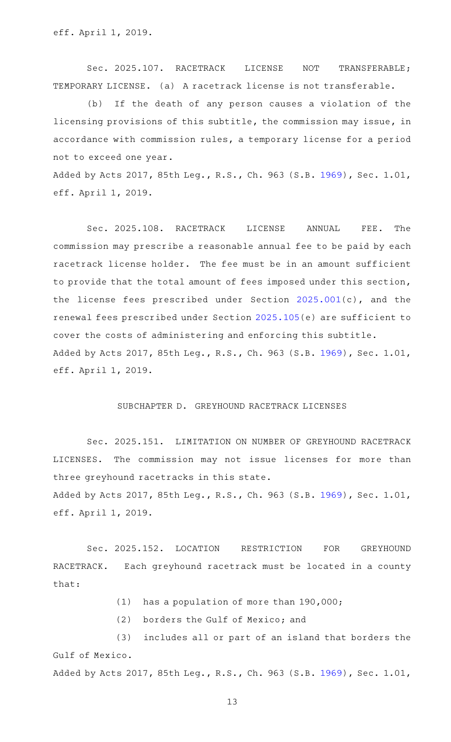eff. April 1, 2019.

Sec. 2025.107. RACETRACK LICENSE NOT TRANSFERABLE; TEMPORARY LICENSE. (a) A racetrack license is not transferable.

(b) If the death of any person causes a violation of the licensing provisions of this subtitle, the commission may issue, in accordance with commission rules, a temporary license for a period not to exceed one year.

Added by Acts 2017, 85th Leg., R.S., Ch. 963 (S.B. 1969), Sec. 1.01, eff. April 1, 2019.

Sec. 2025.108. RACETRACK LICENSE ANNUAL FEE. The commission may prescribe a reasonable annual fee to be paid by each racetrack license holder. The fee must be in an amount sufficient to provide that the total amount of fees imposed under this section, the license fees prescribed under Section 2025.001(c), and the renewal fees prescribed under Section 2025.105(e) are sufficient to cover the costs of administering and enforcing this subtitle.

Added by Acts 2017, 85th Leg., R.S., Ch. 963 (S.B. 1969), Sec. 1.01, eff. April 1, 2019.

SUBCHAPTER D. GREYHOUND RACETRACK LICENSES

Sec. 2025.151. LIMITATION ON NUMBER OF GREYHOUND RACETRACK LICENSES. The commission may not issue licenses for more than three greyhound racetracks in this state.

Added by Acts 2017, 85th Leg., R.S., Ch. 963 (S.B. 1969), Sec. 1.01, eff. April 1, 2019.

Sec. 2025.152. LOCATION RESTRICTION FOR GREYHOUND RACETRACK. Each greyhound racetrack must be located in a county that:

(1) has a population of more than 190,000;

(2) borders the Gulf of Mexico; and

(3) includes all or part of an island that borders the Gulf of Mexico.

Added by Acts 2017, 85th Leg., R.S., Ch. 963 (S.B. 1969), Sec. 1.01,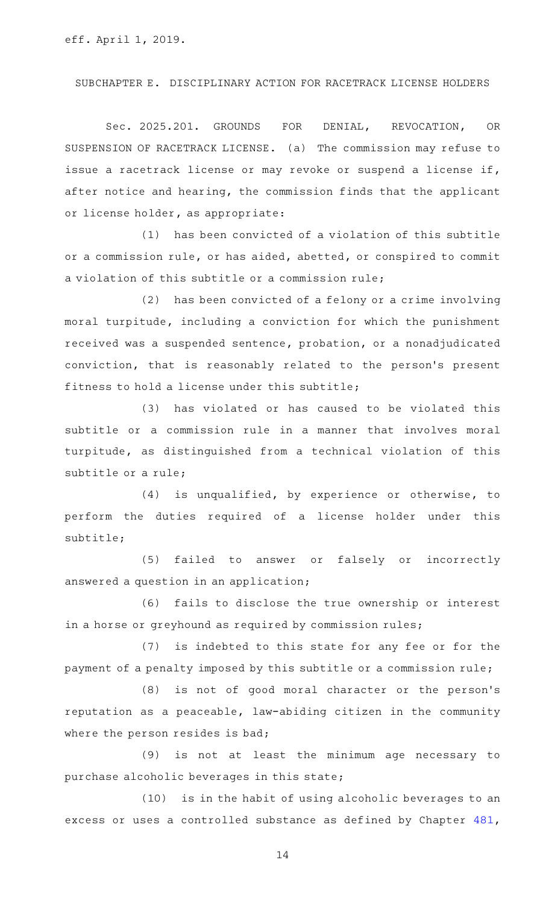eff. April 1, 2019.

SUBCHAPTER E. DISCIPLINARY ACTION FOR RACETRACK LICENSE HOLDERS

Sec. 2025.201. GROUNDS FOR DENIAL, REVOCATION, OR SUSPENSION OF RACETRACK LICENSE. (a) The commission may refuse to issue a racetrack license or may revoke or suspend a license if, after notice and hearing, the commission finds that the applicant or license holder, as appropriate:

(1) has been convicted of a violation of this subtitle or a commission rule, or has aided, abetted, or conspired to commit a violation of this subtitle or a commission rule;

(2) has been convicted of a felony or a crime involving moral turpitude, including a conviction for which the punishment received was a suspended sentence, probation, or a nonadjudicated conviction, that is reasonably related to the person's present fitness to hold a license under this subtitle;

(3) has violated or has caused to be violated this subtitle or a commission rule in a manner that involves moral turpitude, as distinguished from a technical violation of this subtitle or a rule;

(4) is unqualified, by experience or otherwise, to perform the duties required of a license holder under this subtitle;

(5) failed to answer or falsely or incorrectly answered a question in an application;

(6) fails to disclose the true ownership or interest in a horse or greyhound as required by commission rules;

(7) is indebted to this state for any fee or for the payment of a penalty imposed by this subtitle or a commission rule;

(8) is not of good moral character or the person's reputation as a peaceable, law-abiding citizen in the community where the person resides is bad;

(9) is not at least the minimum age necessary to purchase alcoholic beverages in this state;

(10) is in the habit of using alcoholic beverages to an excess or uses a controlled substance as defined by Chapter 481,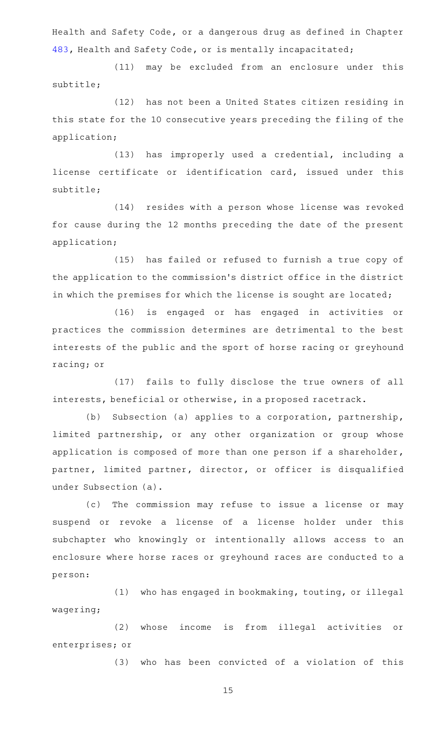Health and Safety Code, or a dangerous drug as defined in Chapter 483, Health and Safety Code, or is mentally incapacitated;

(11) may be excluded from an enclosure under this subtitle;

(12) has not been a United States citizen residing in this state for the 10 consecutive years preceding the filing of the application;

(13) has improperly used a credential, including a license certificate or identification card, issued under this subtitle;

(14) resides with a person whose license was revoked for cause during the 12 months preceding the date of the present application;

(15) has failed or refused to furnish a true copy of the application to the commission's district office in the district in which the premises for which the license is sought are located;

(16) is engaged or has engaged in activities or practices the commission determines are detrimental to the best interests of the public and the sport of horse racing or greyhound racing; or

(17) fails to fully disclose the true owners of all interests, beneficial or otherwise, in a proposed racetrack.

(b) Subsection (a) applies to a corporation, partnership, limited partnership, or any other organization or group whose application is composed of more than one person if a shareholder, partner, limited partner, director, or officer is disqualified under Subsection (a).

(c) The commission may refuse to issue a license or may suspend or revoke a license of a license holder under this subchapter who knowingly or intentionally allows access to an enclosure where horse races or greyhound races are conducted to a person:

(1) who has engaged in bookmaking, touting, or illegal wagering;

(2) whose income is from illegal activities or enterprises; or

(3) who has been convicted of a violation of this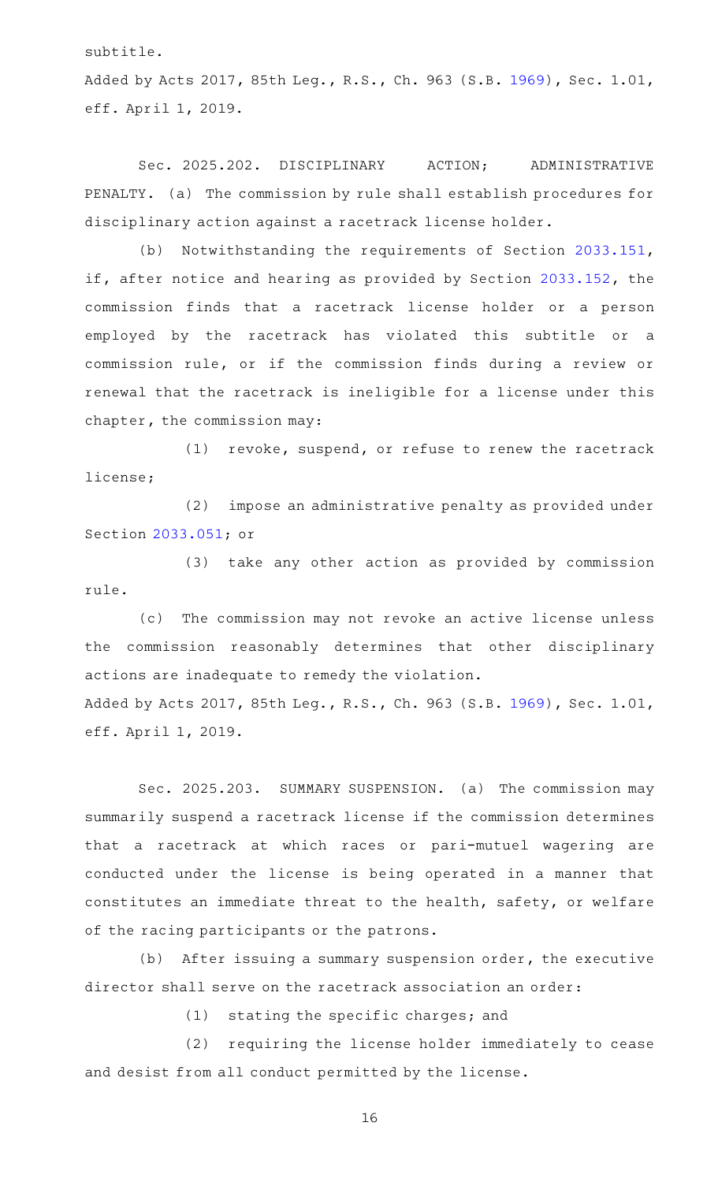subtitle.

Added by Acts 2017, 85th Leg., R.S., Ch. 963 (S.B. 1969), Sec. 1.01, eff. April 1, 2019.

Sec. 2025.202. DISCIPLINARY ACTION; ADMINISTRATIVE PENALTY. (a) The commission by rule shall establish procedures for disciplinary action against a racetrack license holder.

(b) Notwithstanding the requirements of Section 2033.151, if, after notice and hearing as provided by Section 2033.152, the commission finds that a racetrack license holder or a person employed by the racetrack has violated this subtitle or a commission rule, or if the commission finds during a review or renewal that the racetrack is ineligible for a license under this chapter, the commission may:

(1) revoke, suspend, or refuse to renew the racetrack license;

(2) impose an administrative penalty as provided under Section 2033.051; or

(3) take any other action as provided by commission rule.

(c) The commission may not revoke an active license unless the commission reasonably determines that other disciplinary actions are inadequate to remedy the violation.

Added by Acts 2017, 85th Leg., R.S., Ch. 963 (S.B. 1969), Sec. 1.01, eff. April 1, 2019.

Sec. 2025.203. SUMMARY SUSPENSION. (a) The commission may summarily suspend a racetrack license if the commission determines that a racetrack at which races or pari-mutuel wagering are conducted under the license is being operated in a manner that constitutes an immediate threat to the health, safety, or welfare of the racing participants or the patrons.

(b) After issuing a summary suspension order, the executive director shall serve on the racetrack association an order:

(1) stating the specific charges; and

(2) requiring the license holder immediately to cease and desist from all conduct permitted by the license.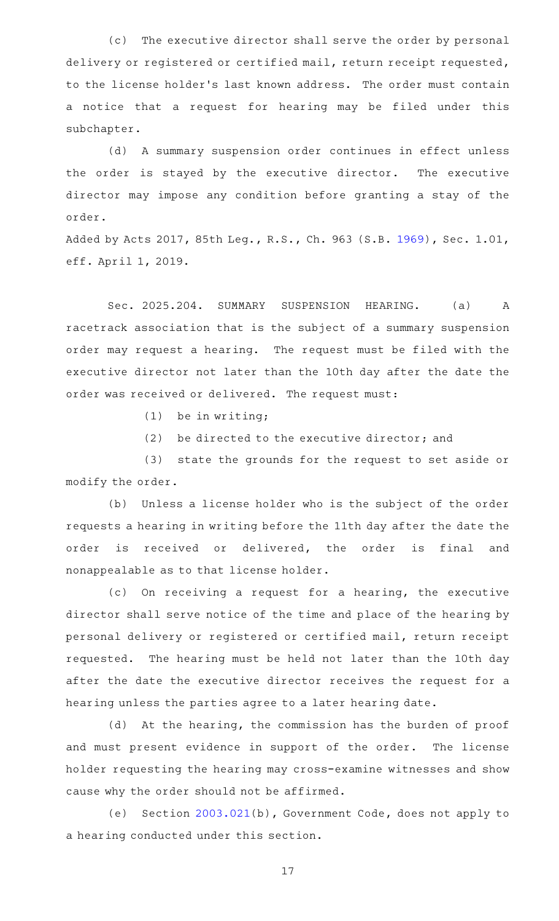(c) The executive director shall serve the order by personal delivery or registered or certified mail, return receipt requested, to the license holder's last known address. The order must contain a notice that a request for hearing may be filed under this subchapter.

(d) A summary suspension order continues in effect unless the order is stayed by the executive director. The executive director may impose any condition before granting a stay of the order.

Added by Acts 2017, 85th Leg., R.S., Ch. 963 (S.B. 1969), Sec. 1.01, eff. April 1, 2019.

Sec. 2025.204. SUMMARY SUSPENSION HEARING. (a) A racetrack association that is the subject of a summary suspension order may request a hearing. The request must be filed with the executive director not later than the 10th day after the date the order was received or delivered. The request must:

(1) be in writing;

(2) be directed to the executive director; and

(3) state the grounds for the request to set aside or modify the order.

(b) Unless a license holder who is the subject of the order requests a hearing in writing before the 11th day after the date the order is received or delivered, the order is final and nonappealable as to that license holder.

(c) On receiving a request for a hearing, the executive director shall serve notice of the time and place of the hearing by personal delivery or registered or certified mail, return receipt requested. The hearing must be held not later than the 10th day after the date the executive director receives the request for a hearing unless the parties agree to a later hearing date.

(d) At the hearing, the commission has the burden of proof and must present evidence in support of the order. The license holder requesting the hearing may cross-examine witnesses and show cause why the order should not be affirmed.

(e) Section 2003.021(b), Government Code, does not apply to a hearing conducted under this section.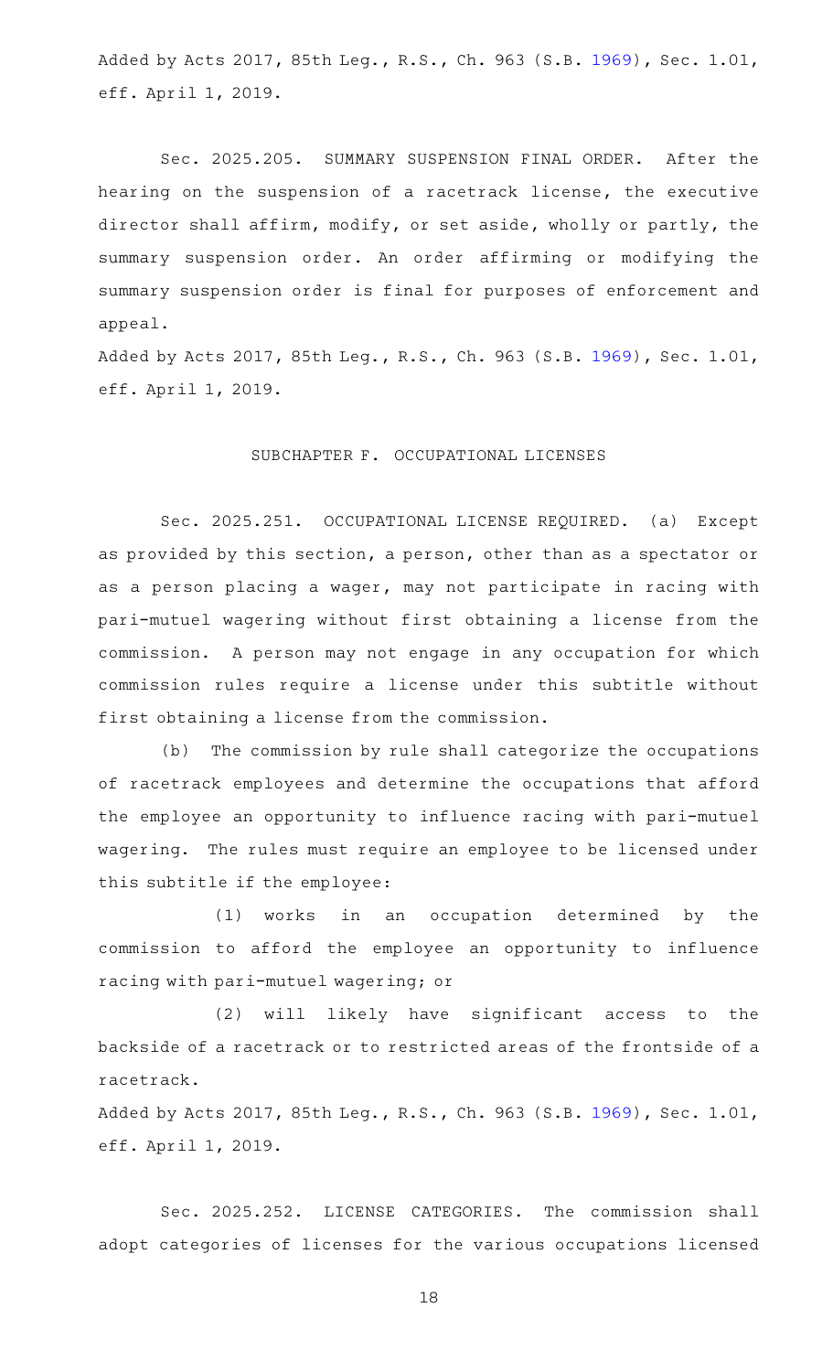Added by Acts 2017, 85th Leg., R.S., Ch. 963 (S.B. 1969), Sec. 1.01, eff. April 1, 2019.

Sec. 2025.205. SUMMARY SUSPENSION FINAL ORDER. After the hearing on the suspension of a racetrack license, the executive director shall affirm, modify, or set aside, wholly or partly, the summary suspension order. An order affirming or modifying the summary suspension order is final for purposes of enforcement and appeal.

Added by Acts 2017, 85th Leg., R.S., Ch. 963 (S.B. 1969), Sec. 1.01, eff. April 1, 2019.

## SUBCHAPTER F. OCCUPATIONAL LICENSES

Sec. 2025.251. OCCUPATIONAL LICENSE REQUIRED. (a) Except as provided by this section, a person, other than as a spectator or as a person placing a wager, may not participate in racing with pari-mutuel wagering without first obtaining a license from the commission. A person may not engage in any occupation for which commission rules require a license under this subtitle without first obtaining a license from the commission.

(b) The commission by rule shall categorize the occupations of racetrack employees and determine the occupations that afford the employee an opportunity to influence racing with pari-mutuel wagering. The rules must require an employee to be licensed under this subtitle if the employee:

(1) works in an occupation determined by the commission to afford the employee an opportunity to influence racing with pari-mutuel wagering; or

(2) will likely have significant access to the backside of a racetrack or to restricted areas of the frontside of a racetrack.

Added by Acts 2017, 85th Leg., R.S., Ch. 963 (S.B. 1969), Sec. 1.01, eff. April 1, 2019.

Sec. 2025.252. LICENSE CATEGORIES. The commission shall adopt categories of licenses for the various occupations licensed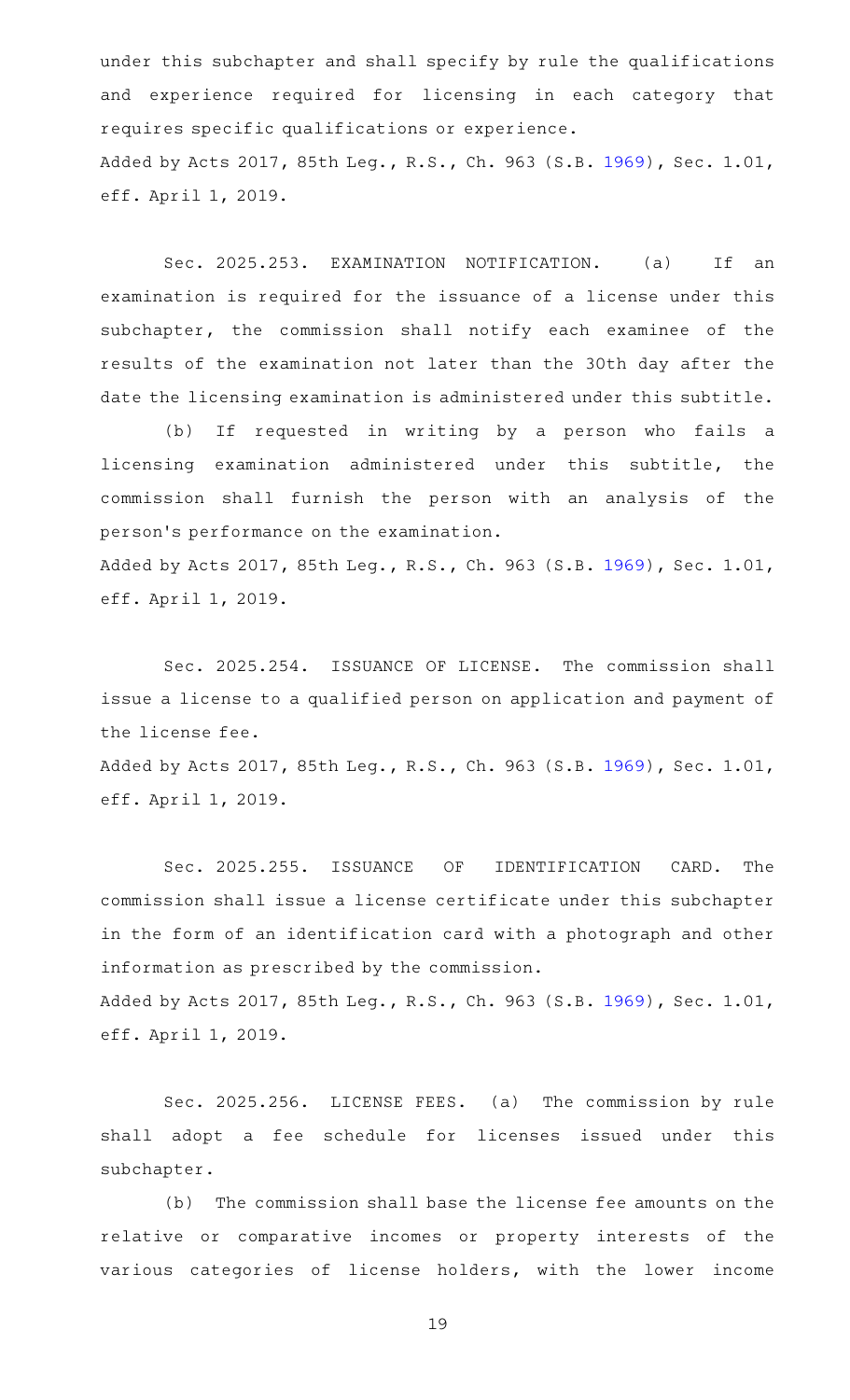under this subchapter and shall specify by rule the qualifications and experience required for licensing in each category that requires specific qualifications or experience.

Added by Acts 2017, 85th Leg., R.S., Ch. 963 (S.B. 1969), Sec. 1.01, eff. April 1, 2019.

Sec. 2025.253. EXAMINATION NOTIFICATION. (a) If an examination is required for the issuance of a license under this subchapter, the commission shall notify each examinee of the results of the examination not later than the 30th day after the date the licensing examination is administered under this subtitle.

(b) If requested in writing by a person who fails a licensing examination administered under this subtitle, the commission shall furnish the person with an analysis of the person's performance on the examination.

Added by Acts 2017, 85th Leg., R.S., Ch. 963 (S.B. 1969), Sec. 1.01, eff. April 1, 2019.

Sec. 2025.254. ISSUANCE OF LICENSE. The commission shall issue a license to a qualified person on application and payment of the license fee.

Added by Acts 2017, 85th Leg., R.S., Ch. 963 (S.B. 1969), Sec. 1.01, eff. April 1, 2019.

Sec. 2025.255. ISSUANCE OF IDENTIFICATION CARD. The commission shall issue a license certificate under this subchapter in the form of an identification card with a photograph and other information as prescribed by the commission.

Added by Acts 2017, 85th Leg., R.S., Ch. 963 (S.B. 1969), Sec. 1.01, eff. April 1, 2019.

Sec. 2025.256. LICENSE FEES. (a) The commission by rule shall adopt a fee schedule for licenses issued under this subchapter.

(b) The commission shall base the license fee amounts on the relative or comparative incomes or property interests of the various categories of license holders, with the lower income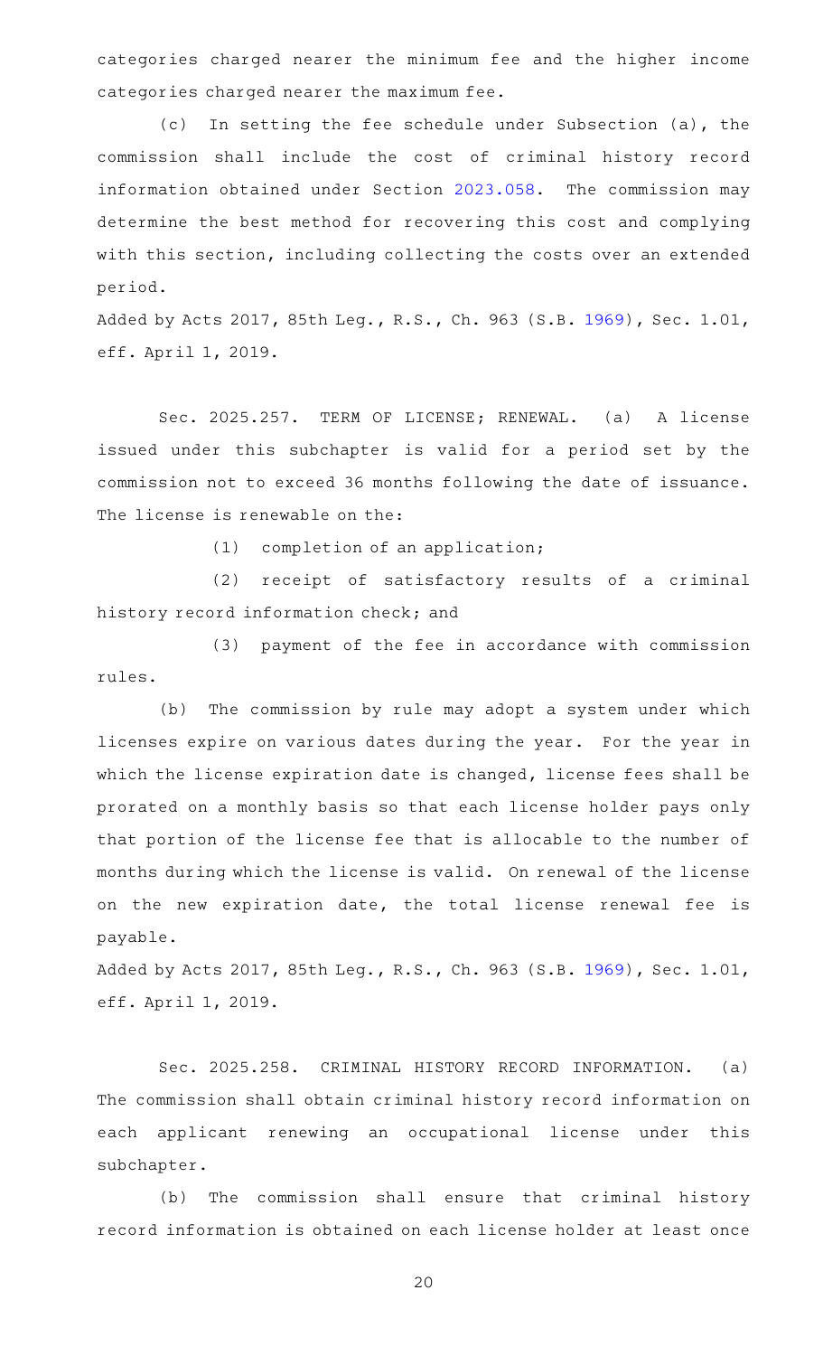categories charged nearer the minimum fee and the higher income categories charged nearer the maximum fee.

(c) In setting the fee schedule under Subsection (a), the commission shall include the cost of criminal history record information obtained under Section 2023.058. The commission may determine the best method for recovering this cost and complying with this section, including collecting the costs over an extended period.

Added by Acts 2017, 85th Leg., R.S., Ch. 963 (S.B. 1969), Sec. 1.01, eff. April 1, 2019.

Sec. 2025.257. TERM OF LICENSE; RENEWAL. (a) A license issued under this subchapter is valid for a period set by the commission not to exceed 36 months following the date of issuance. The license is renewable on the:

(1) completion of an application;

(2) receipt of satisfactory results of a criminal history record information check; and

(3) payment of the fee in accordance with commission rules.

(b) The commission by rule may adopt a system under which licenses expire on various dates during the year. For the year in which the license expiration date is changed, license fees shall be prorated on a monthly basis so that each license holder pays only that portion of the license fee that is allocable to the number of months during which the license is valid. On renewal of the license on the new expiration date, the total license renewal fee is payable.

Added by Acts 2017, 85th Leg., R.S., Ch. 963 (S.B. 1969), Sec. 1.01, eff. April 1, 2019.

Sec. 2025.258. CRIMINAL HISTORY RECORD INFORMATION. (a) The commission shall obtain criminal history record information on each applicant renewing an occupational license under this subchapter.

(b) The commission shall ensure that criminal history record information is obtained on each license holder at least once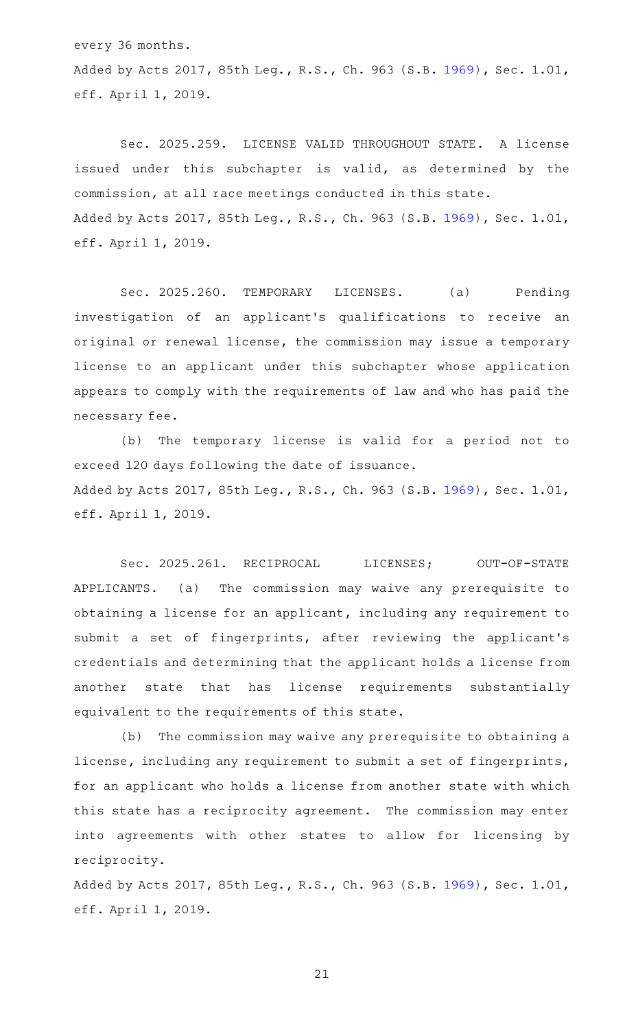every 36 months.

Added by Acts 2017, 85th Leg., R.S., Ch. 963 (S.B. 1969), Sec. 1.01, eff. April 1, 2019.

Sec. 2025.259. LICENSE VALID THROUGHOUT STATE. A license issued under this subchapter is valid, as determined by the commission, at all race meetings conducted in this state.

Added by Acts 2017, 85th Leg., R.S., Ch. 963 (S.B. 1969), Sec. 1.01, eff. April 1, 2019.

Sec. 2025.260. TEMPORARY LICENSES. (a) Pending investigation of an applicant's qualifications to receive an original or renewal license, the commission may issue a temporary license to an applicant under this subchapter whose application appears to comply with the requirements of law and who has paid the necessary fee.

(b) The temporary license is valid for a period not to exceed 120 days following the date of issuance.

Added by Acts 2017, 85th Leg., R.S., Ch. 963 (S.B. 1969), Sec. 1.01, eff. April 1, 2019.

Sec. 2025.261. RECIPROCAL LICENSES; OUT-OF-STATE APPLICANTS. (a) The commission may waive any prerequisite to obtaining a license for an applicant, including any requirement to submit a set of fingerprints, after reviewing the applicant's credentials and determining that the applicant holds a license from another state that has license requirements substantially equivalent to the requirements of this state.

(b) The commission may waive any prerequisite to obtaining a license, including any requirement to submit a set of fingerprints, for an applicant who holds a license from another state with which this state has a reciprocity agreement. The commission may enter into agreements with other states to allow for licensing by reciprocity.

Added by Acts 2017, 85th Leg., R.S., Ch. 963 (S.B. 1969), Sec. 1.01, eff. April 1, 2019.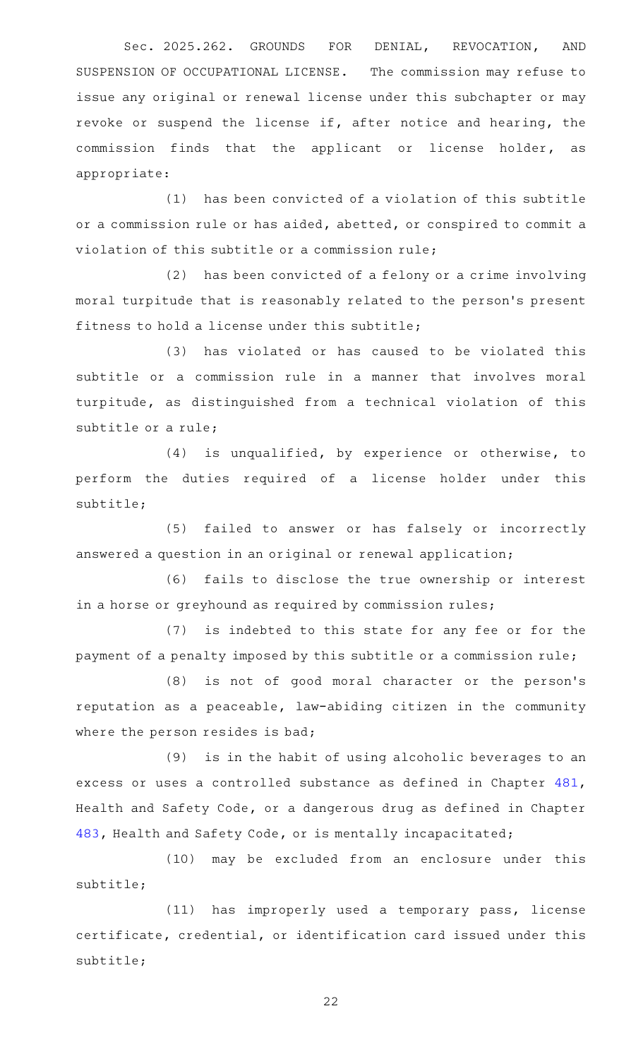Sec. 2025.262. GROUNDS FOR DENIAL, REVOCATION, AND SUSPENSION OF OCCUPATIONAL LICENSE. The commission may refuse to issue any original or renewal license under this subchapter or may revoke or suspend the license if, after notice and hearing, the commission finds that the applicant or license holder, as appropriate:

(1) has been convicted of a violation of this subtitle or a commission rule or has aided, abetted, or conspired to commit a violation of this subtitle or a commission rule;

(2) has been convicted of a felony or a crime involving moral turpitude that is reasonably related to the person's present fitness to hold a license under this subtitle;

(3) has violated or has caused to be violated this subtitle or a commission rule in a manner that involves moral turpitude, as distinguished from a technical violation of this subtitle or a rule;

(4) is unqualified, by experience or otherwise, to perform the duties required of a license holder under this subtitle;

(5) failed to answer or has falsely or incorrectly answered a question in an original or renewal application;

(6) fails to disclose the true ownership or interest in a horse or greyhound as required by commission rules;

(7) is indebted to this state for any fee or for the payment of a penalty imposed by this subtitle or a commission rule;

(8) is not of good moral character or the person's reputation as a peaceable, law-abiding citizen in the community where the person resides is bad;

(9) is in the habit of using alcoholic beverages to an excess or uses a controlled substance as defined in Chapter 481, Health and Safety Code, or a dangerous drug as defined in Chapter 483, Health and Safety Code, or is mentally incapacitated;

(10) may be excluded from an enclosure under this subtitle;

(11) has improperly used a temporary pass, license certificate, credential, or identification card issued under this subtitle;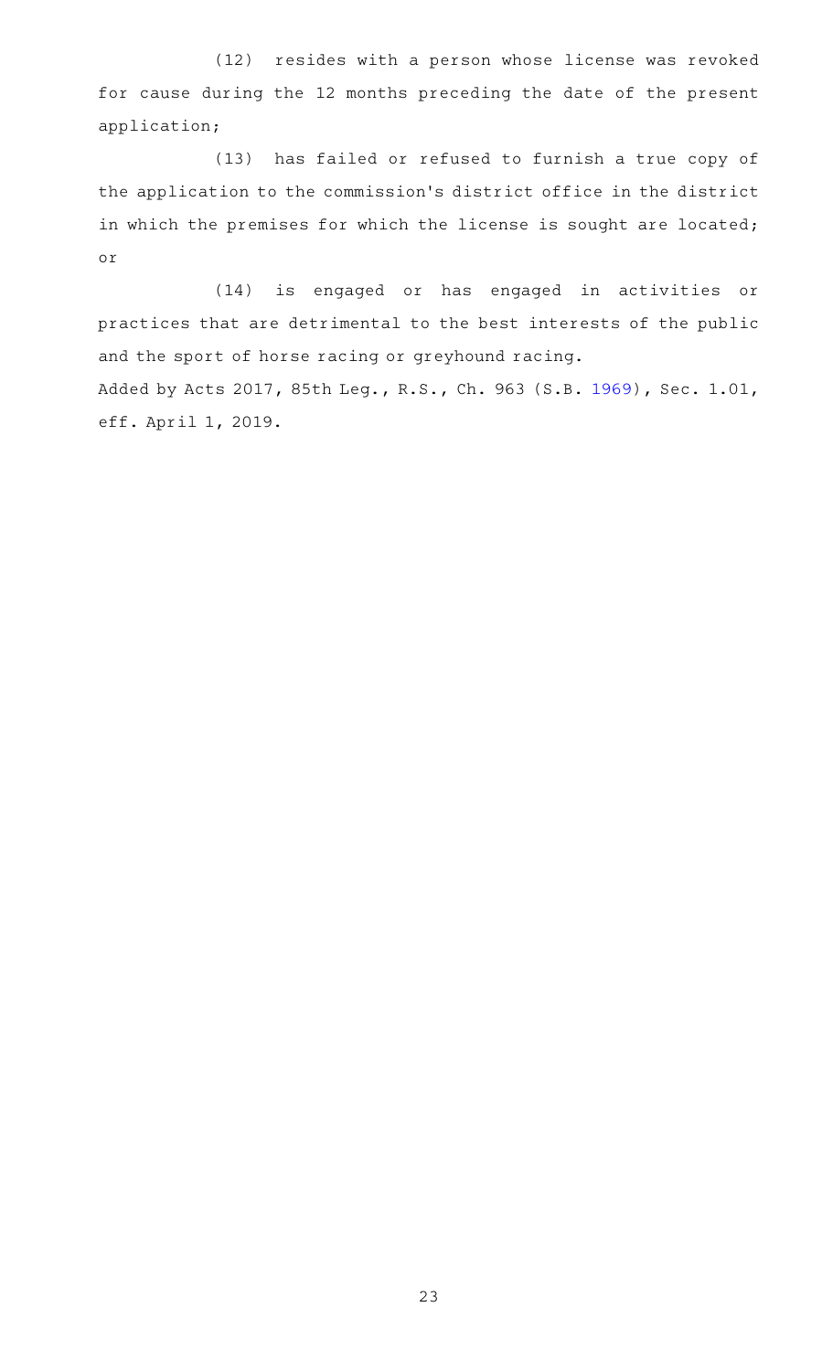(12) resides with a person whose license was revoked for cause during the 12 months preceding the date of the present application;

(13) has failed or refused to furnish a true copy of the application to the commission's district office in the district in which the premises for which the license is sought are located; or

(14) is engaged or has engaged in activities or practices that are detrimental to the best interests of the public and the sport of horse racing or greyhound racing.

Added by Acts 2017, 85th Leg., R.S., Ch. 963 (S.B. 1969), Sec. 1.01, eff. April 1, 2019.